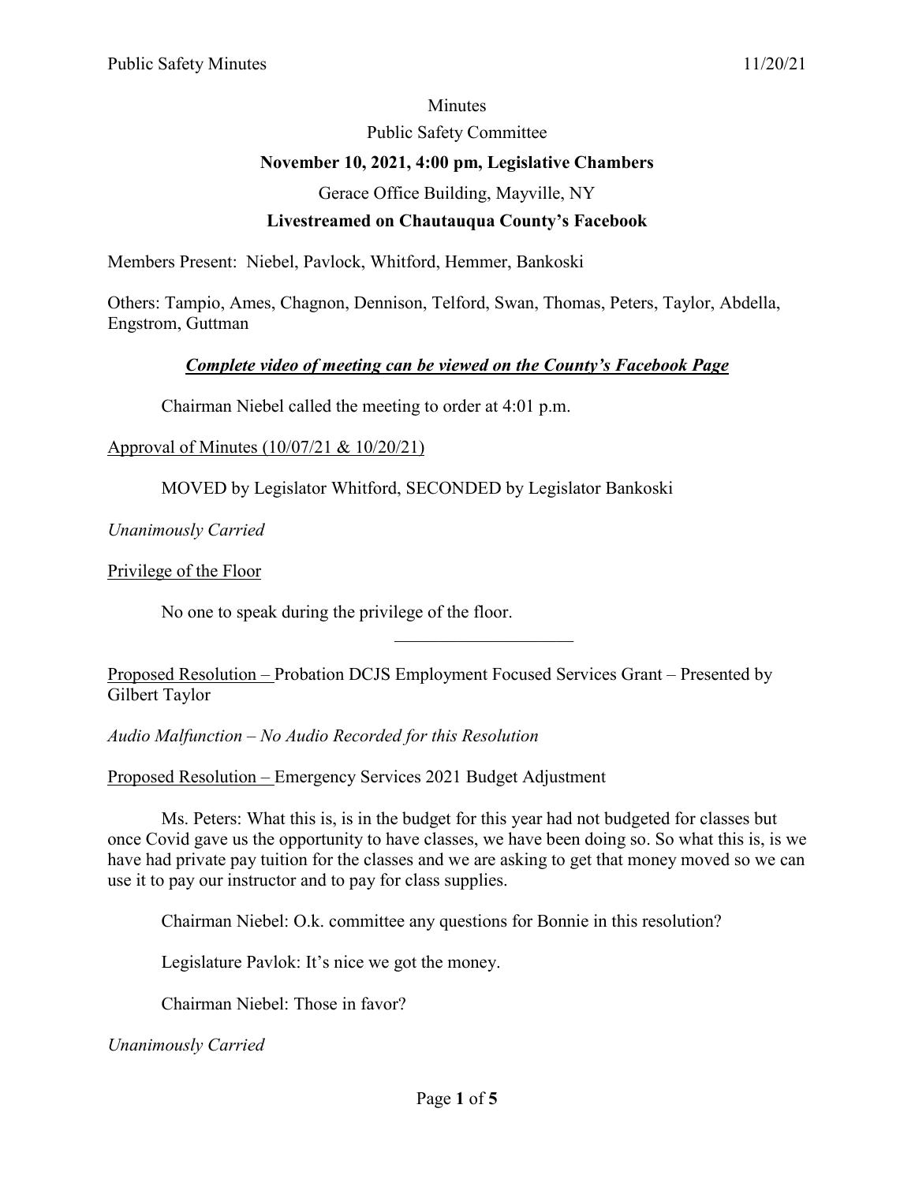Minutes

Public Safety Committee

**November 10, 2021, 4:00 pm, Legislative Chambers**

Gerace Office Building, Mayville, NY

**Livestreamed on Chautauqua County's Facebook**

Members Present: Niebel, Pavlock, Whitford, Hemmer, Bankoski

Others: Tampio, Ames, Chagnon, Dennison, Telford, Swan, Thomas, Peters, Taylor, Abdella, Engstrom, Guttman

***Complete video of meeting can be viewed on the County's Facebook Page***

Chairman Niebel called the meeting to order at 4:01 p.m.

Approval of Minutes (10/07/21 & 10/20/21)

MOVED by Legislator Whitford, SECONDED by Legislator Bankoski

*Unanimously Carried*

Privilege of the Floor

No one to speak during the privilege of the floor.

---

Proposed Resolution – Probation DCJS Employment Focused Services Grant – Presented by Gilbert Taylor

*Audio Malfunction – No Audio Recorded for this Resolution*

Proposed Resolution – Emergency Services 2021 Budget Adjustment

Ms. Peters: What this is, is in the budget for this year had not budgeted for classes but once Covid gave us the opportunity to have classes, we have been doing so. So what this is, is we have had private pay tuition for the classes and we are asking to get that money moved so we can use it to pay our instructor and to pay for class supplies.

Chairman Niebel: O.k. committee any questions for Bonnie in this resolution?

Legislature Pavlok: It's nice we got the money.

Chairman Niebel: Those in favor?

*Unanimously Carried*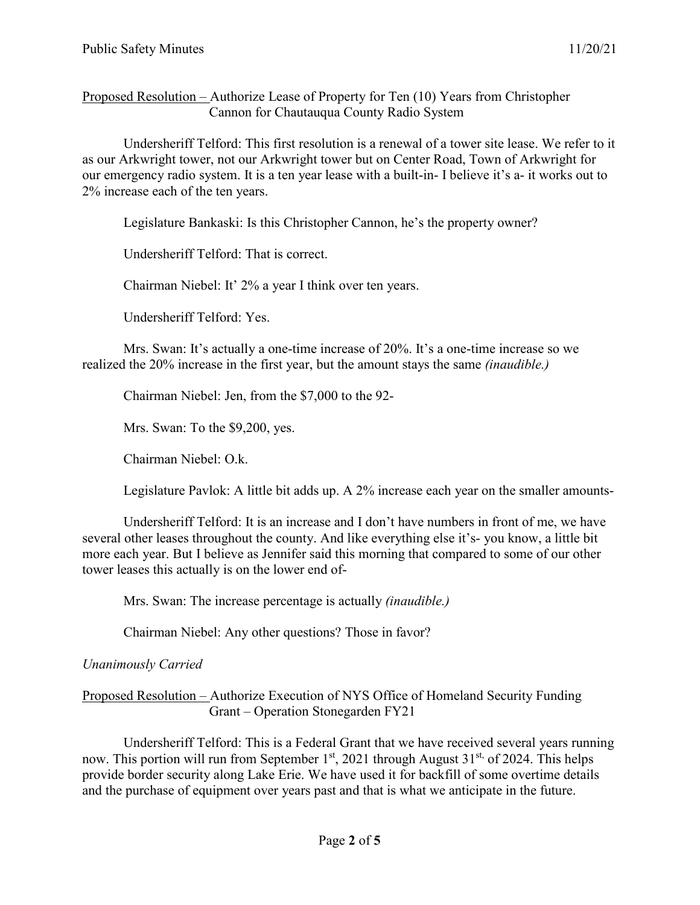<u>Proposed Resolution –</u> Authorize Lease of Property for Ten (10) Years from Christopher Cannon for Chautauqua County Radio System

Undersheriff Telford: This first resolution is a renewal of a tower site lease. We refer to it as our Arkwright tower, not our Arkwright tower but on Center Road, Town of Arkwright for our emergency radio system. It is a ten year lease with a built-in- I believe it's a- it works out to 2% increase each of the ten years.

Legislature Bankaski: Is this Christopher Cannon, he's the property owner?

Undersheriff Telford: That is correct.

Chairman Niebel: It' 2% a year I think over ten years.

Undersheriff Telford: Yes.

Mrs. Swan: It's actually a one-time increase of 20%. It's a one-time increase so we realized the 20% increase in the first year, but the amount stays the same *(inaudible.)*

Chairman Niebel: Jen, from the $7,000 to the 92-

Mrs. Swan: To the $9,200, yes.

Chairman Niebel: O.k.

Legislature Pavlok: A little bit adds up. A 2% increase each year on the smaller amounts-

Undersheriff Telford: It is an increase and I don't have numbers in front of me, we have several other leases throughout the county. And like everything else it's- you know, a little bit more each year. But I believe as Jennifer said this morning that compared to some of our other tower leases this actually is on the lower end of-

Mrs. Swan: The increase percentage is actually *(inaudible.)*

Chairman Niebel: Any other questions? Those in favor?

*Unanimously Carried*

<u>Proposed Resolution –</u> Authorize Execution of NYS Office of Homeland Security Funding Grant – Operation Stonegarden FY21

Undersheriff Telford: This is a Federal Grant that we have received several years running now. This portion will run from September 1st, 2021 through August 31st, of 2024. This helps provide border security along Lake Erie. We have used it for backfill of some overtime details and the purchase of equipment over years past and that is what we anticipate in the future.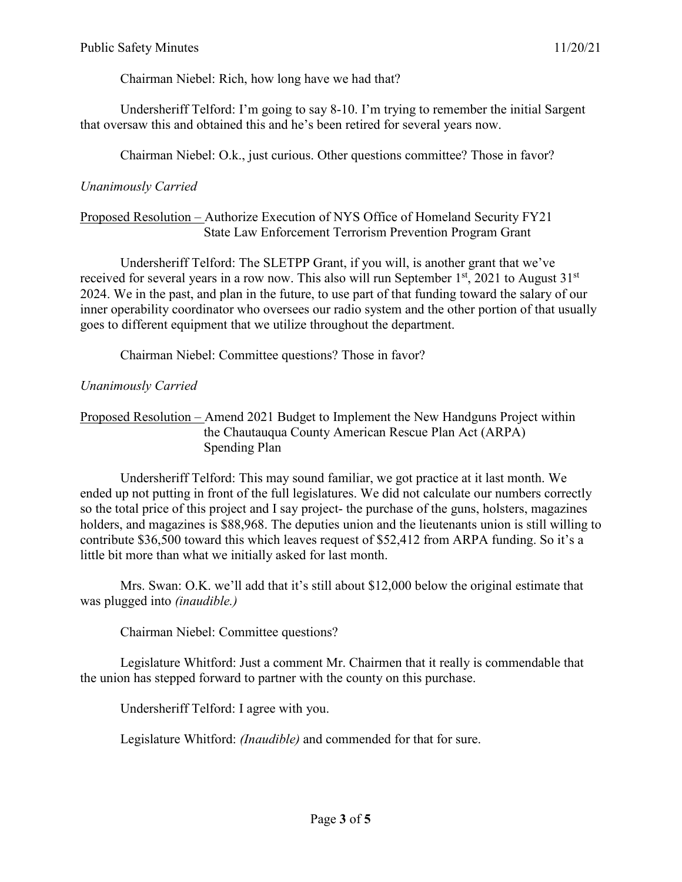Chairman Niebel: Rich, how long have we had that?

Undersheriff Telford: I'm going to say 8-10. I'm trying to remember the initial Sargent that oversaw this and obtained this and he's been retired for several years now.

Chairman Niebel: O.k., just curious. Other questions committee? Those in favor?

*Unanimously Carried*

<u>Proposed Resolution –</u> Authorize Execution of NYS Office of Homeland Security FY21 State Law Enforcement Terrorism Prevention Program Grant

Undersheriff Telford: The SLETPP Grant, if you will, is another grant that we've received for several years in a row now. This also will run September 1st, 2021 to August 31st 2024. We in the past, and plan in the future, to use part of that funding toward the salary of our inner operability coordinator who oversees our radio system and the other portion of that usually goes to different equipment that we utilize throughout the department.

Chairman Niebel: Committee questions? Those in favor?

*Unanimously Carried*

<u>Proposed Resolution –</u> Amend 2021 Budget to Implement the New Handguns Project within the Chautauqua County American Rescue Plan Act (ARPA) Spending Plan

Undersheriff Telford: This may sound familiar, we got practice at it last month. We ended up not putting in front of the full legislatures. We did not calculate our numbers correctly so the total price of this project and I say project- the purchase of the guns, holsters, magazines holders, and magazines is $88,968. The deputies union and the lieutenants union is still willing to contribute $36,500 toward this which leaves request of $52,412 from ARPA funding. So it's a little bit more than what we initially asked for last month.

Mrs. Swan: O.K. we'll add that it's still about $12,000 below the original estimate that was plugged into *(inaudible.)*

Chairman Niebel: Committee questions?

Legislature Whitford: Just a comment Mr. Chairmen that it really is commendable that the union has stepped forward to partner with the county on this purchase.

Undersheriff Telford: I agree with you.

Legislature Whitford: *(Inaudible)* and commended for that for sure.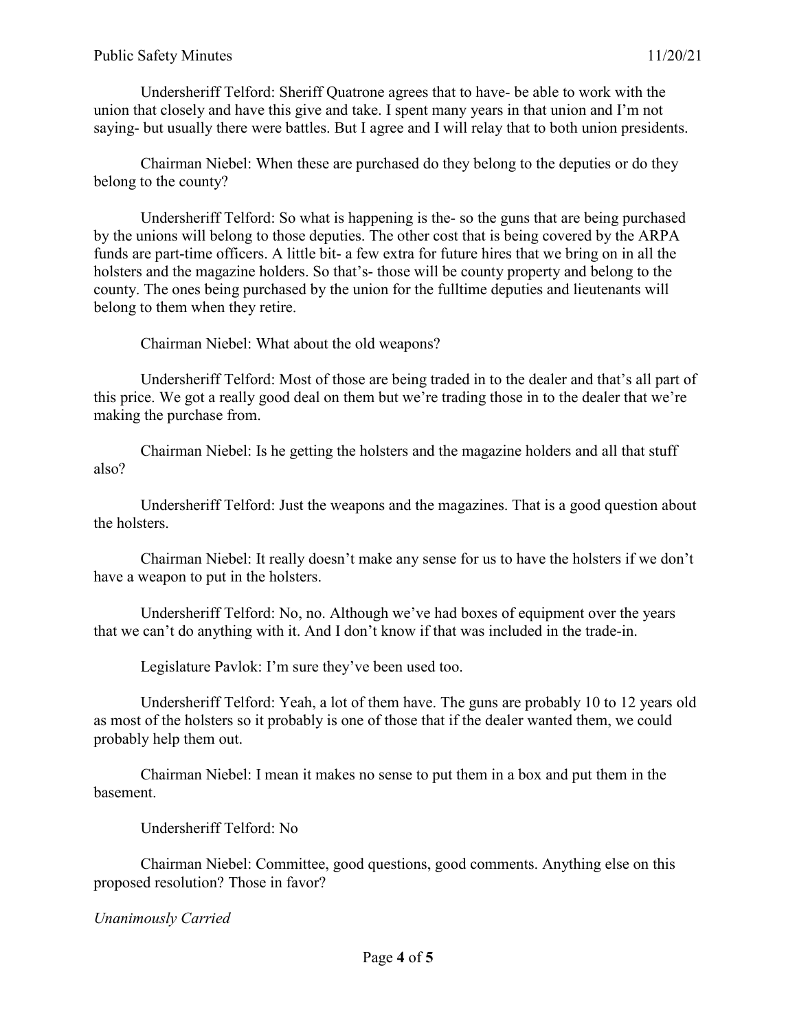Undersheriff Telford: Sheriff Quatrone agrees that to have- be able to work with the union that closely and have this give and take. I spent many years in that union and I'm not saying- but usually there were battles. But I agree and I will relay that to both union presidents.

Chairman Niebel: When these are purchased do they belong to the deputies or do they belong to the county?

Undersheriff Telford: So what is happening is the- so the guns that are being purchased by the unions will belong to those deputies. The other cost that is being covered by the ARPA funds are part-time officers. A little bit- a few extra for future hires that we bring on in all the holsters and the magazine holders. So that's- those will be county property and belong to the county. The ones being purchased by the union for the fulltime deputies and lieutenants will belong to them when they retire.

Chairman Niebel: What about the old weapons?

Undersheriff Telford: Most of those are being traded in to the dealer and that's all part of this price. We got a really good deal on them but we're trading those in to the dealer that we're making the purchase from.

Chairman Niebel: Is he getting the holsters and the magazine holders and all that stuff also?

Undersheriff Telford: Just the weapons and the magazines. That is a good question about the holsters.

Chairman Niebel: It really doesn't make any sense for us to have the holsters if we don't have a weapon to put in the holsters.

Undersheriff Telford: No, no. Although we've had boxes of equipment over the years that we can't do anything with it. And I don't know if that was included in the trade-in.

Legislature Pavlok: I'm sure they've been used too.

Undersheriff Telford: Yeah, a lot of them have. The guns are probably 10 to 12 years old as most of the holsters so it probably is one of those that if the dealer wanted them, we could probably help them out.

Chairman Niebel: I mean it makes no sense to put them in a box and put them in the basement.

Undersheriff Telford: No

Chairman Niebel: Committee, good questions, good comments. Anything else on this proposed resolution? Those in favor?

*Unanimously Carried*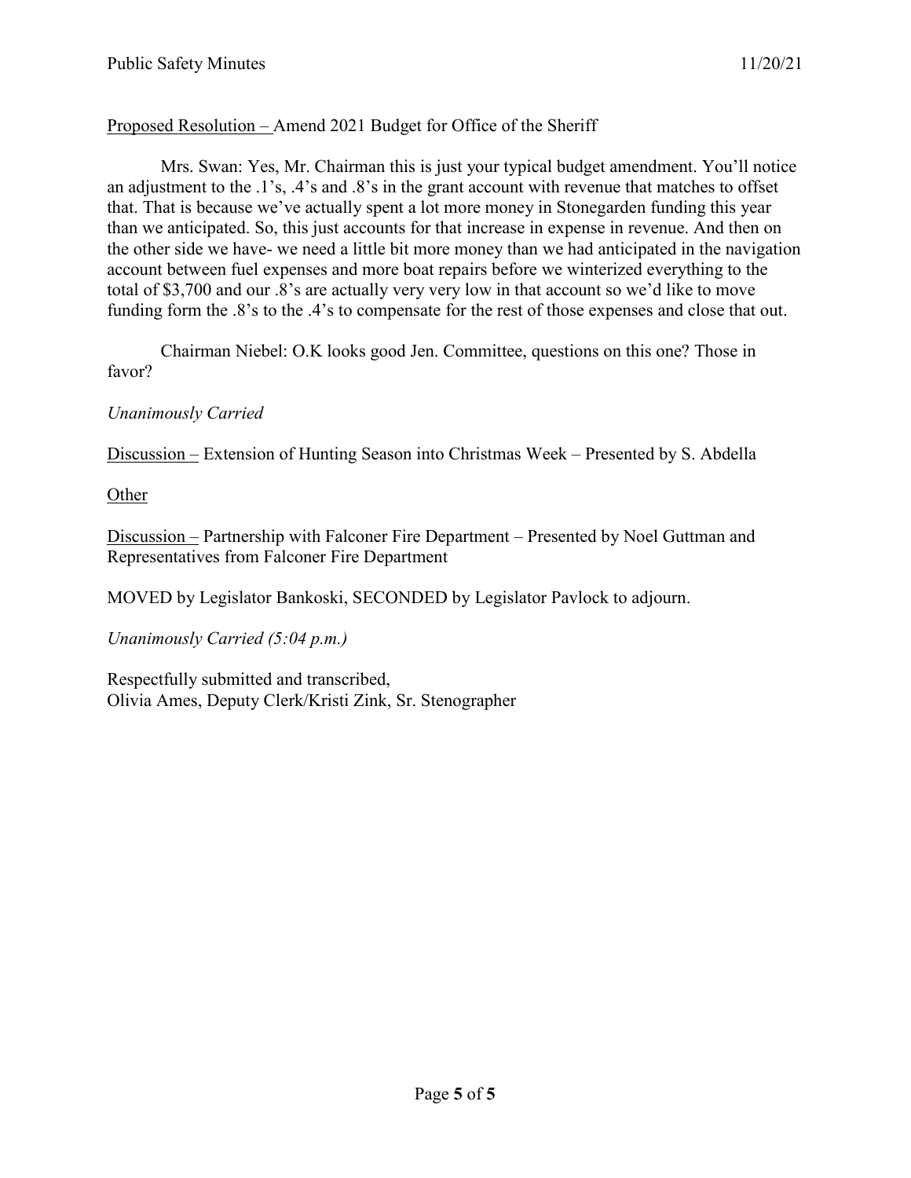Proposed Resolution – Amend 2021 Budget for Office of the Sheriff

Mrs. Swan: Yes, Mr. Chairman this is just your typical budget amendment. You'll notice an adjustment to the .1's, .4's and .8's in the grant account with revenue that matches to offset that. That is because we've actually spent a lot more money in Stonegarden funding this year than we anticipated. So, this just accounts for that increase in expense in revenue. And then on the other side we have- we need a little bit more money than we had anticipated in the navigation account between fuel expenses and more boat repairs before we winterized everything to the total of $3,700 and our .8's are actually very very low in that account so we'd like to move funding form the .8's to the .4's to compensate for the rest of those expenses and close that out.

Chairman Niebel: O.K looks good Jen. Committee, questions on this one? Those in favor?

*Unanimously Carried*

Discussion – Extension of Hunting Season into Christmas Week – Presented by S. Abdella

Other

Discussion – Partnership with Falconer Fire Department – Presented by Noel Guttman and Representatives from Falconer Fire Department

MOVED by Legislator Bankoski, SECONDED by Legislator Pavlock to adjourn.

*Unanimously Carried (5:04 p.m.)*

Respectfully submitted and transcribed,
Olivia Ames, Deputy Clerk/Kristi Zink, Sr. Stenographer